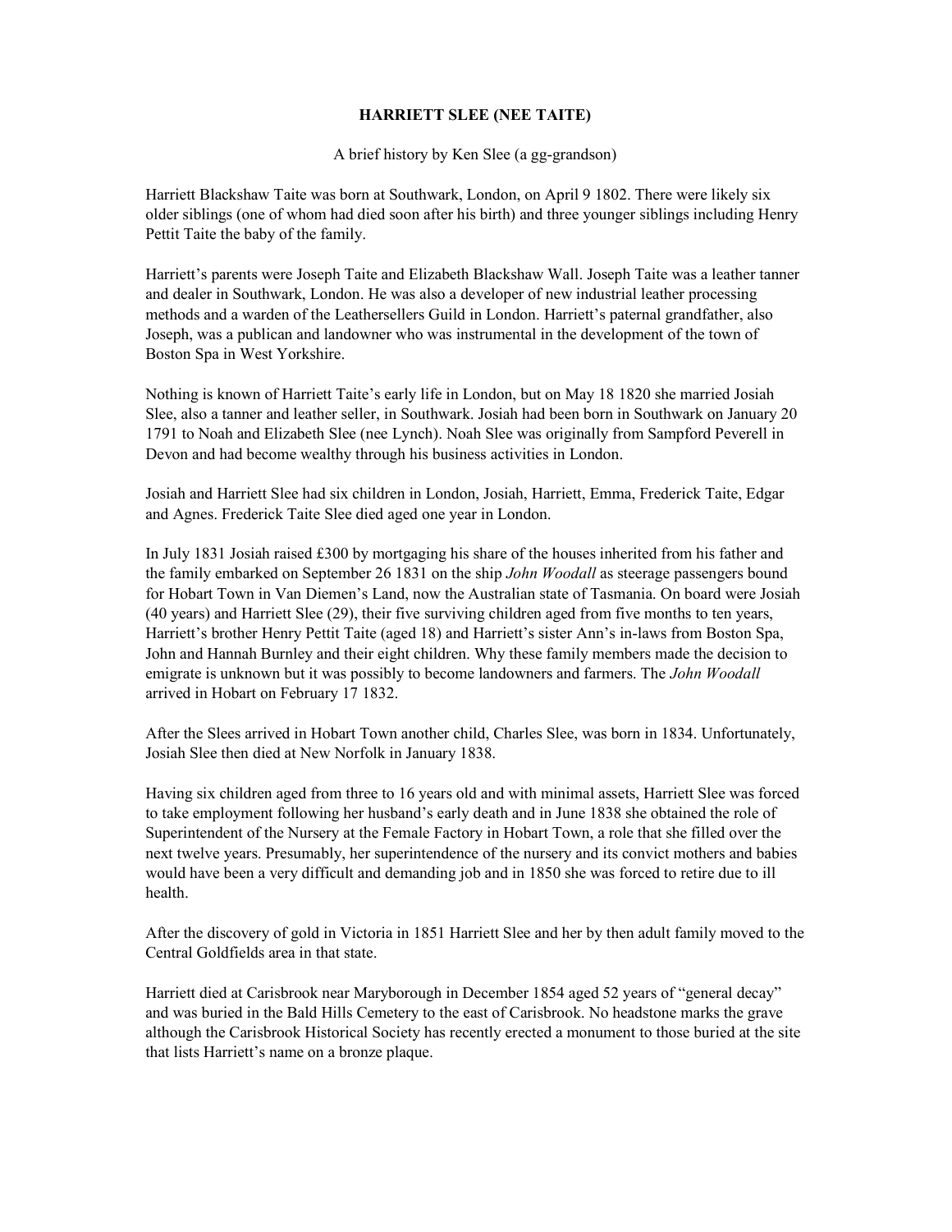# HARRIETT SLEE (NEE TAITE)

A brief history by Ken Slee (a gg-grandson)

Harriett Blackshaw Taite was born at Southwark, London, on April 9 1802. There were likely six older siblings (one of whom had died soon after his birth) and three younger siblings including Henry Pettit Taite the baby of the family.

Harriett's parents were Joseph Taite and Elizabeth Blackshaw Wall. Joseph Taite was a leather tanner and dealer in Southwark, London. He was also a developer of new industrial leather processing methods and a warden of the Leathersellers Guild in London. Harriett's paternal grandfather, also Joseph, was a publican and landowner who was instrumental in the development of the town of Boston Spa in West Yorkshire.

Nothing is known of Harriett Taite's early life in London, but on May 18 1820 she married Josiah Slee, also a tanner and leather seller, in Southwark. Josiah had been born in Southwark on January 20 1791 to Noah and Elizabeth Slee (nee Lynch). Noah Slee was originally from Sampford Peverell in Devon and had become wealthy through his business activities in London.

Josiah and Harriett Slee had six children in London, Josiah, Harriett, Emma, Frederick Taite, Edgar and Agnes. Frederick Taite Slee died aged one year in London.

In July 1831 Josiah raised £300 by mortgaging his share of the houses inherited from his father and the family embarked on September 26 1831 on the ship *John Woodall* as steerage passengers bound for Hobart Town in Van Diemen's Land, now the Australian state of Tasmania. On board were Josiah (40 years) and Harriett Slee (29), their five surviving children aged from five months to ten years, Harriett's brother Henry Pettit Taite (aged 18) and Harriett's sister Ann's in-laws from Boston Spa, John and Hannah Burnley and their eight children. Why these family members made the decision to emigrate is unknown but it was possibly to become landowners and farmers. The *John Woodall* arrived in Hobart on February 17 1832.

After the Slees arrived in Hobart Town another child, Charles Slee, was born in 1834. Unfortunately, Josiah Slee then died at New Norfolk in January 1838.

Having six children aged from three to 16 years old and with minimal assets, Harriett Slee was forced to take employment following her husband's early death and in June 1838 she obtained the role of Superintendent of the Nursery at the Female Factory in Hobart Town, a role that she filled over the next twelve years. Presumably, her superintendence of the nursery and its convict mothers and babies would have been a very difficult and demanding job and in 1850 she was forced to retire due to ill health.

After the discovery of gold in Victoria in 1851 Harriett Slee and her by then adult family moved to the Central Goldfields area in that state.

Harriett died at Carisbrook near Maryborough in December 1854 aged 52 years of "general decay" and was buried in the Bald Hills Cemetery to the east of Carisbrook. No headstone marks the grave although the Carisbrook Historical Society has recently erected a monument to those buried at the site that lists Harriett's name on a bronze plaque.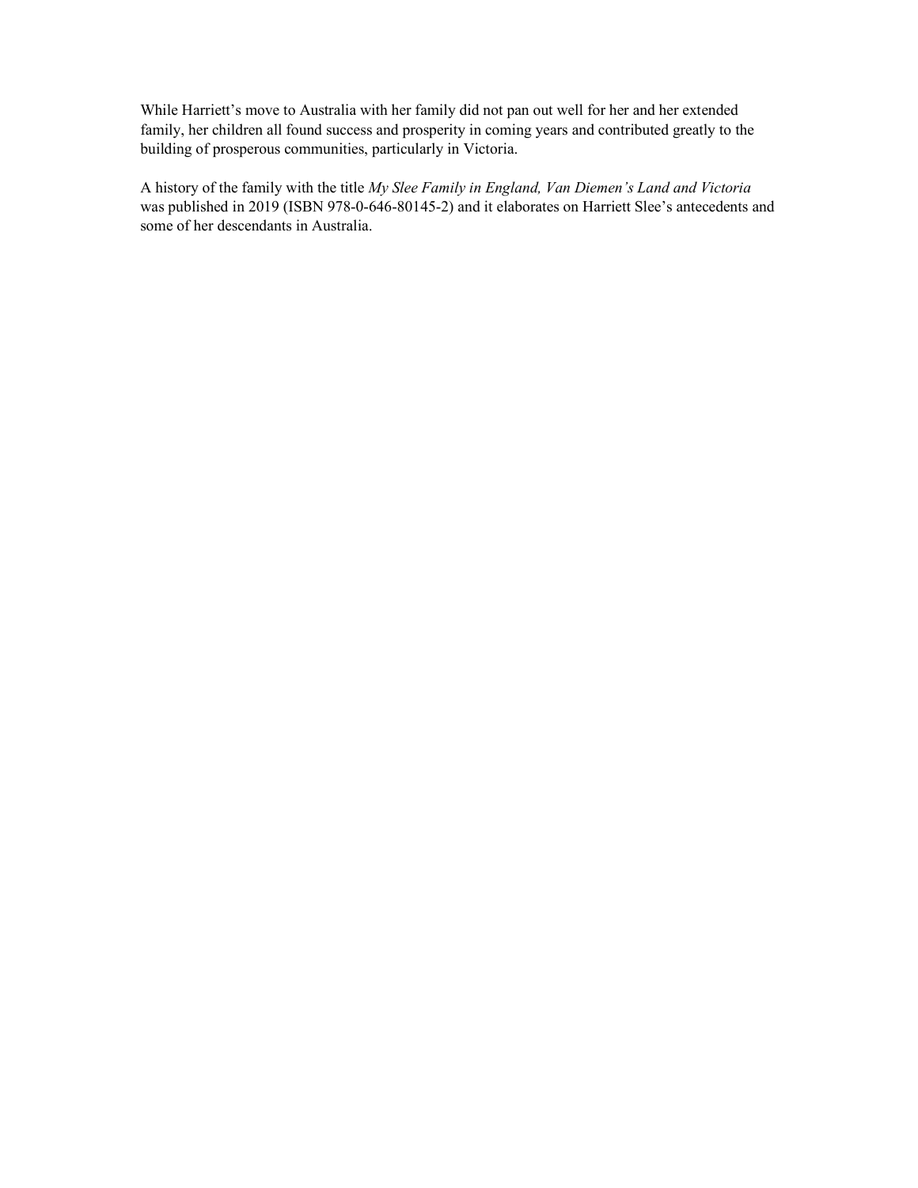While Harriett's move to Australia with her family did not pan out well for her and her extended family, her children all found success and prosperity in coming years and contributed greatly to the building of prosperous communities, particularly in Victoria.

A history of the family with the title *My Slee Family in England, Van Diemen's Land and Victoria* was published in 2019 (ISBN 978-0-646-80145-2) and it elaborates on Harriett Slee's antecedents and some of her descendants in Australia.